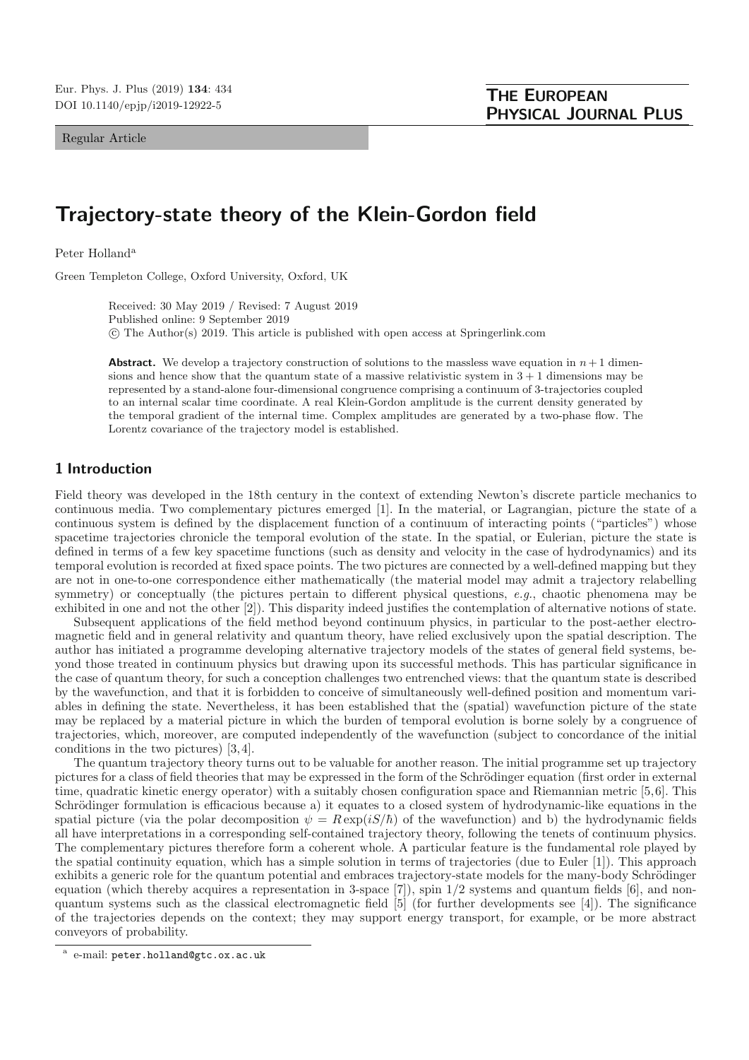Regular Article

# Trajectory-state theory of the Klein-Gordon field

Peter Holland[a]

Green Templeton College, Oxford University, Oxford, UK

Received: 30 May 2019 / Revised: 7 August 2019
Published online: 9 September 2019
© The Author(s) 2019. This article is published with open access at Springerlink.com

**Abstract.** We develop a trajectory construction of solutions to the massless wave equation in $n+1$ dimensions and hence show that the quantum state of a massive relativistic system in $3+1$ dimensions may be represented by a stand-alone four-dimensional congruence comprising a continuum of 3-trajectories coupled to an internal scalar time coordinate. A real Klein-Gordon amplitude is the current density generated by the temporal gradient of the internal time. Complex amplitudes are generated by a two-phase flow. The Lorentz covariance of the trajectory model is established.

## 1 Introduction

Field theory was developed in the 18th century in the context of extending Newton's discrete particle mechanics to continuous media. Two complementary pictures emerged [1]. In the material, or Lagrangian, picture the state of a continuous system is defined by the displacement function of a continuum of interacting points ("particles") whose spacetime trajectories chronicle the temporal evolution of the state. In the spatial, or Eulerian, picture the state is defined in terms of a few key spacetime functions (such as density and velocity in the case of hydrodynamics) and its temporal evolution is recorded at fixed space points. The two pictures are connected by a well-defined mapping but they are not in one-to-one correspondence either mathematically (the material model may admit a trajectory relabelling symmetry) or conceptually (the pictures pertain to different physical questions, *e.g.*, chaotic phenomena may be exhibited in one and not the other [2]). This disparity indeed justifies the contemplation of alternative notions of state.

Subsequent applications of the field method beyond continuum physics, in particular to the post-aether electromagnetic field and in general relativity and quantum theory, have relied exclusively upon the spatial description. The author has initiated a programme developing alternative trajectory models of the states of general field systems, beyond those treated in continuum physics but drawing upon its successful methods. This has particular significance in the case of quantum theory, for such a conception challenges two entrenched views: that the quantum state is described by the wavefunction, and that it is forbidden to conceive of simultaneously well-defined position and momentum variables in defining the state. Nevertheless, it has been established that the (spatial) wavefunction picture of the state may be replaced by a material picture in which the burden of temporal evolution is borne solely by a congruence of trajectories, which, moreover, are computed independently of the wavefunction (subject to concordance of the initial conditions in the two pictures) [3,4].

The quantum trajectory theory turns out to be valuable for another reason. The initial programme set up trajectory pictures for a class of field theories that may be expressed in the form of the Schrödinger equation (first order in external time, quadratic kinetic energy operator) with a suitably chosen configuration space and Riemannian metric [5,6]. This Schrödinger formulation is efficacious because a) it equates to a closed system of hydrodynamic-like equations in the spatial picture (via the polar decomposition $\psi = R\exp(iS/\hbar)$ of the wavefunction) and b) the hydrodynamic fields all have interpretations in a corresponding self-contained trajectory theory, following the tenets of continuum physics. The complementary pictures therefore form a coherent whole. A particular feature is the fundamental role played by the spatial continuity equation, which has a simple solution in terms of trajectories (due to Euler [1]). This approach exhibits a generic role for the quantum potential and embraces trajectory-state models for the many-body Schrödinger equation (which thereby acquires a representation in 3-space [7]), spin 1/2 systems and quantum fields [6], and non-quantum systems such as the classical electromagnetic field [5] (for further developments see [4]). The significance of the trajectories depends on the context; they may support energy transport, for example, or be more abstract conveyors of probability.

[a] e-mail: peter.holland@gtc.ox.ac.uk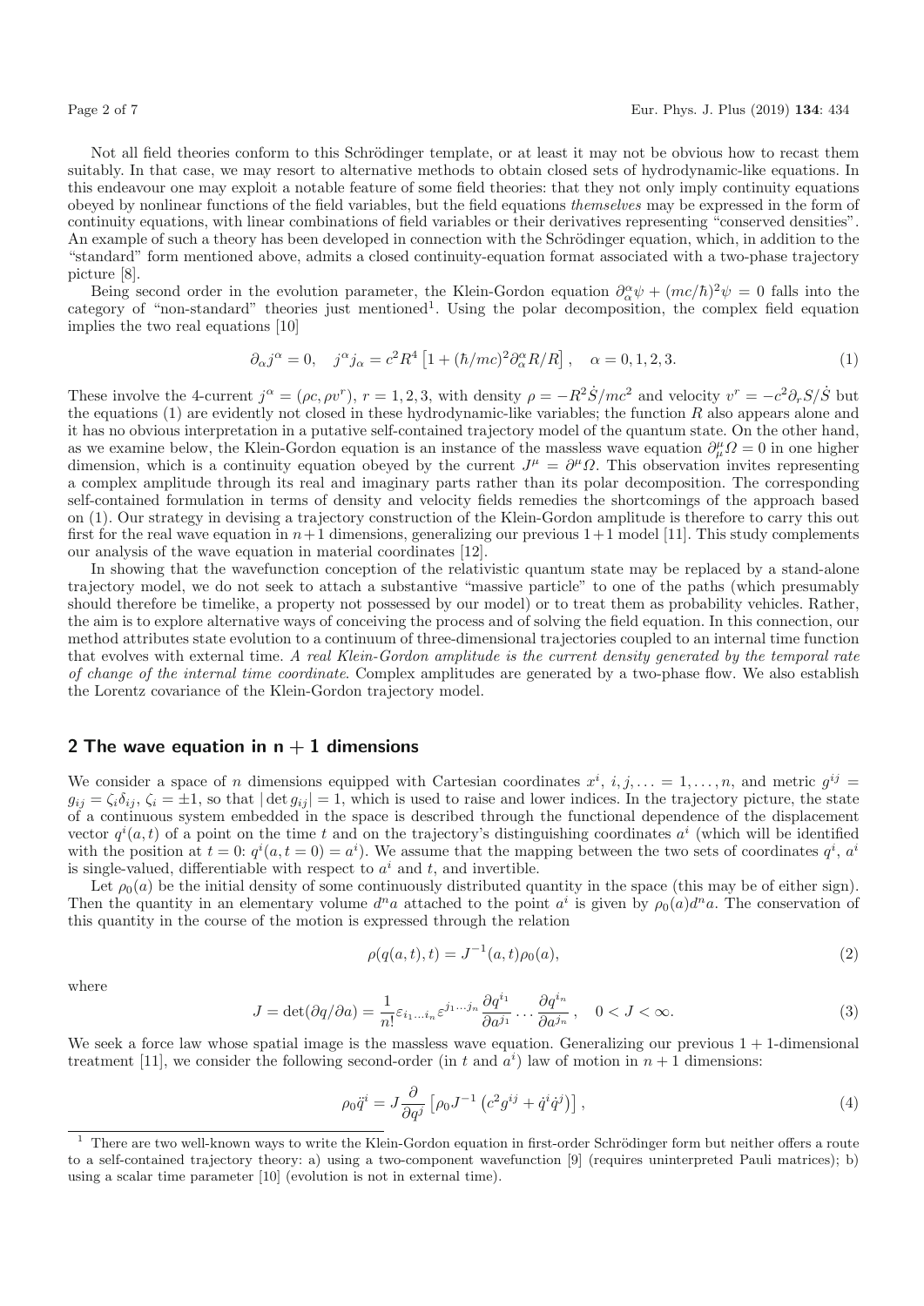Not all field theories conform to this Schrödinger template, or at least it may not be obvious how to recast them suitably. In that case, we may resort to alternative methods to obtain closed sets of hydrodynamic-like equations. In this endeavour one may exploit a notable feature of some field theories: that they not only imply continuity equations obeyed by nonlinear functions of the field variables, but the field equations *themselves* may be expressed in the form of continuity equations, with linear combinations of field variables or their derivatives representing "conserved densities". An example of such a theory has been developed in connection with the Schrödinger equation, which, in addition to the "standard" form mentioned above, admits a closed continuity-equation format associated with a two-phase trajectory picture [8].

Being second order in the evolution parameter, the Klein-Gordon equation $\partial_\alpha^\alpha \psi + (mc/\hbar)^2\psi = 0$ falls into the category of "non-standard" theories just mentioned[1]. Using the polar decomposition, the complex field equation implies the two real equations [10]

$$\partial_\alpha j^\alpha = 0, \quad j^\alpha j_\alpha = c^2 R^4 \left[1 + (\hbar/mc)^2 \partial_\alpha^\alpha R/R\right], \quad \alpha = 0, 1, 2, 3. \tag{1}$$

These involve the 4-current $j^\alpha = (\rho c, \rho v^r)$, $r = 1, 2, 3$, with density $\rho = -R^2\dot{S}/mc^2$ and velocity $v^r = -c^2\partial_r S/\dot{S}$ but the equations (1) are evidently not closed in these hydrodynamic-like variables; the function $R$ also appears alone and it has no obvious interpretation in a putative self-contained trajectory model of the quantum state. On the other hand, as we examine below, the Klein-Gordon equation is an instance of the massless wave equation $\partial_\mu^\mu \Omega = 0$ in one higher dimension, which is a continuity equation obeyed by the current $J^\mu = \partial^\mu \Omega$. This observation invites representing a complex amplitude through its real and imaginary parts rather than its polar decomposition. The corresponding self-contained formulation in terms of density and velocity fields remedies the shortcomings of the approach based on (1). Our strategy in devising a trajectory construction of the Klein-Gordon amplitude is therefore to carry this out first for the real wave equation in $n+1$ dimensions, generalizing our previous $1+1$ model [11]. This study complements our analysis of the wave equation in material coordinates [12].

In showing that the wavefunction conception of the relativistic quantum state may be replaced by a stand-alone trajectory model, we do not seek to attach a substantive "massive particle" to one of the paths (which presumably should therefore be timelike, a property not possessed by our model) or to treat them as probability vehicles. Rather, the aim is to explore alternative ways of conceiving the process and of solving the field equation. In this connection, our method attributes state evolution to a continuum of three-dimensional trajectories coupled to an internal time function that evolves with external time. *A real Klein-Gordon amplitude is the current density generated by the temporal rate of change of the internal time coordinate*. Complex amplitudes are generated by a two-phase flow. We also establish the Lorentz covariance of the Klein-Gordon trajectory model.

## 2 The wave equation in n + 1 dimensions

We consider a space of $n$ dimensions equipped with Cartesian coordinates $x^i$, $i, j, \ldots = 1, \ldots, n$, and metric $g^{ij} = g_{ij} = \zeta_i \delta_{ij}$, $\zeta_i = \pm 1$, so that $|\det g_{ij}| = 1$, which is used to raise and lower indices. In the trajectory picture, the state of a continuous system embedded in the space is described through the functional dependence of the displacement vector $q^i(a, t)$ of a point on the time $t$ and on the trajectory's distinguishing coordinates $a^i$ (which will be identified with the position at $t = 0$: $q^i(a, t = 0) = a^i$). We assume that the mapping between the two sets of coordinates $q^i$, $a^i$ is single-valued, differentiable with respect to $a^i$ and $t$, and invertible.

Let $\rho_0(a)$ be the initial density of some continuously distributed quantity in the space (this may be of either sign). Then the quantity in an elementary volume $d^n a$ attached to the point $a^i$ is given by $\rho_0(a)d^n a$. The conservation of this quantity in the course of the motion is expressed through the relation

$$\rho(q(a, t), t) = J^{-1}(a, t)\rho_0(a), \tag{2}$$

where

$$J = \det(\partial q/\partial a) = \frac{1}{n!}\varepsilon_{i_1 \ldots i_n}\varepsilon^{j_1 \ldots j_n}\frac{\partial q^{i_1}}{\partial a^{j_1}} \cdots \frac{\partial q^{i_n}}{\partial a^{j_n}}, \quad 0 < J < \infty. \tag{3}$$

We seek a force law whose spatial image is the massless wave equation. Generalizing our previous $1 + 1$-dimensional treatment [11], we consider the following second-order (in $t$ and $a^i$) law of motion in $n + 1$ dimensions:

$$\rho_0 \ddot{q}^i = J\frac{\partial}{\partial q^j}\left[\rho_0 J^{-1}\left(c^2 g^{ij} + \dot{q}^i \dot{q}^j\right)\right], \tag{4}$$

---

[1] There are two well-known ways to write the Klein-Gordon equation in first-order Schrödinger form but neither offers a route to a self-contained trajectory theory: a) using a two-component wavefunction [9] (requires uninterpreted Pauli matrices); b) using a scalar time parameter [10] (evolution is not in external time).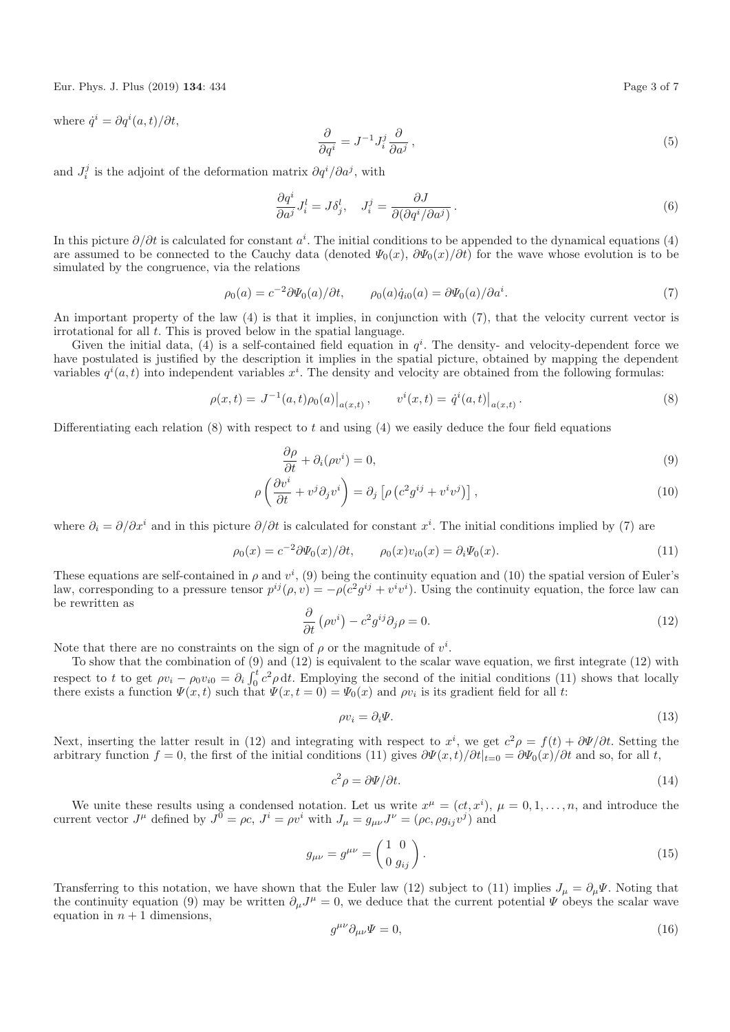where $\dot{q}^i = \partial q^i(a,t)/\partial t$,

$$\frac{\partial}{\partial q^i} = J^{-1} J_i^j \frac{\partial}{\partial a^j}\,, \tag{5}$$

and $J_i^j$ is the adjoint of the deformation matrix $\partial q^i/\partial a^j$, with

$$\frac{\partial q^i}{\partial a^j} J_i^l = J\delta_j^l, \quad J_i^j = \frac{\partial J}{\partial(\partial q^i/\partial a^j)}\,. \tag{6}$$

In this picture $\partial/\partial t$ is calculated for constant $a^i$. The initial conditions to be appended to the dynamical equations (4) are assumed to be connected to the Cauchy data (denoted $\Psi_0(x)$, $\partial\Psi_0(x)/\partial t$) for the wave whose evolution is to be simulated by the congruence, via the relations

$$\rho_0(a) = c^{-2}\partial\Psi_0(a)/\partial t, \qquad \rho_0(a)\dot{q}_{i0}(a) = \partial\Psi_0(a)/\partial a^i. \tag{7}$$

An important property of the law (4) is that it implies, in conjunction with (7), that the velocity current vector is irrotational for all $t$. This is proved below in the spatial language.

Given the initial data, (4) is a self-contained field equation in $q^i$. The density- and velocity-dependent force we have postulated is justified by the description it implies in the spatial picture, obtained by mapping the dependent variables $q^i(a,t)$ into independent variables $x^i$. The density and velocity are obtained from the following formulas:

$$\rho(x,t) = J^{-1}(a,t)\rho_0(a)\big|_{a(x,t)}\,, \qquad v^i(x,t) = \dot{q}^i(a,t)\big|_{a(x,t)}\,. \tag{8}$$

Differentiating each relation (8) with respect to $t$ and using (4) we easily deduce the four field equations

$$\frac{\partial\rho}{\partial t} + \partial_i(\rho v^i) = 0, \tag{9}$$

$$\rho\left(\frac{\partial v^i}{\partial t} + v^j\partial_j v^i\right) = \partial_j\left[\rho\left(c^2 g^{ij} + v^i v^j\right)\right], \tag{10}$$

where $\partial_i = \partial/\partial x^i$ and in this picture $\partial/\partial t$ is calculated for constant $x^i$. The initial conditions implied by (7) are

$$\rho_0(x) = c^{-2}\partial\Psi_0(x)/\partial t, \qquad \rho_0(x)v_{i0}(x) = \partial_i\Psi_0(x). \tag{11}$$

These equations are self-contained in $\rho$ and $v^i$, (9) being the continuity equation and (10) the spatial version of Euler's law, corresponding to a pressure tensor $p^{ij}(\rho,v) = -\rho(c^2 g^{ij} + v^i v^j)$. Using the continuity equation, the force law can be rewritten as

$$\frac{\partial}{\partial t}\left(\rho v^i\right) - c^2 g^{ij}\partial_j\rho = 0. \tag{12}$$

Note that there are no constraints on the sign of $\rho$ or the magnitude of $v^i$.

To show that the combination of (9) and (12) is equivalent to the scalar wave equation, we first integrate (12) with respect to $t$ to get $\rho v_i - \rho_0 v_{i0} = \partial_i \int_0^t c^2\rho\,\mathrm{d}t$. Employing the second of the initial conditions (11) shows that locally there exists a function $\Psi(x,t)$ such that $\Psi(x,t=0) = \Psi_0(x)$ and $\rho v_i$ is its gradient field for all $t$:

$$\rho v_i = \partial_i\Psi. \tag{13}$$

Next, inserting the latter result in (12) and integrating with respect to $x^i$, we get $c^2\rho = f(t) + \partial\Psi/\partial t$. Setting the arbitrary function $f = 0$, the first of the initial conditions (11) gives $\partial\Psi(x,t)/\partial t|_{t=0} = \partial\Psi_0(x)/\partial t$ and so, for all $t$,

$$c^2\rho = \partial\Psi/\partial t. \tag{14}$$

We unite these results using a condensed notation. Let us write $x^\mu = (ct, x^i)$, $\mu = 0,1,\ldots,n$, and introduce the current vector $J^\mu$ defined by $J^0 = \rho c$, $J^i = \rho v^i$ with $J_\mu = g_{\mu\nu}J^\nu = (\rho c, \rho g_{ij}v^j)$ and

$$g_{\mu\nu} = g^{\mu\nu} = \begin{pmatrix} 1 & 0 \\ 0 & g_{ij} \end{pmatrix}. \tag{15}$$

Transferring to this notation, we have shown that the Euler law (12) subject to (11) implies $J_\mu = \partial_\mu\Psi$. Noting that the continuity equation (9) may be written $\partial_\mu J^\mu = 0$, we deduce that the current potential $\Psi$ obeys the scalar wave equation in $n+1$ dimensions,

$$g^{\mu\nu}\partial_{\mu\nu}\Psi = 0, \tag{16}$$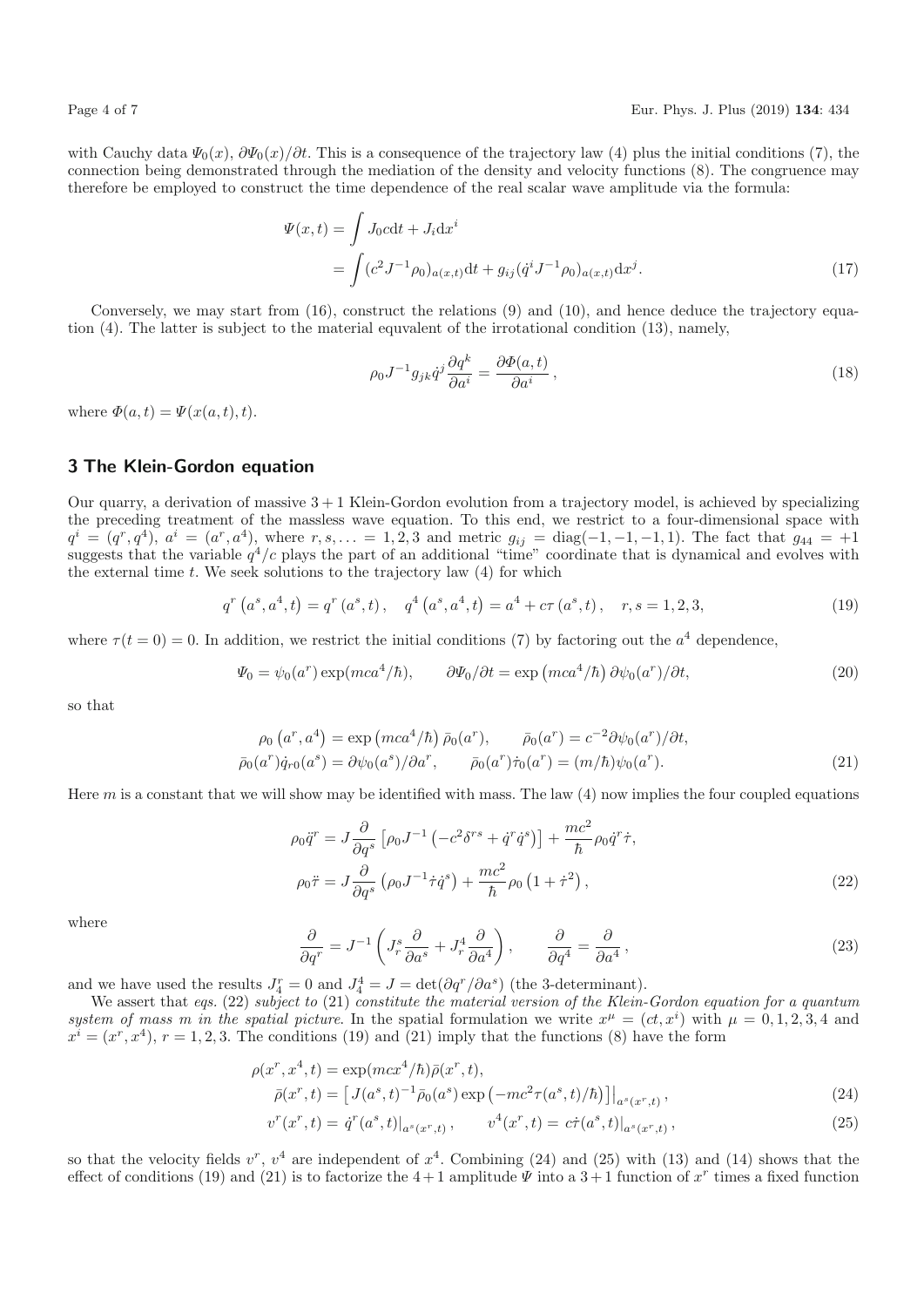with Cauchy data $\Psi_0(x)$, $\partial\Psi_0(x)/\partial t$. This is a consequence of the trajectory law (4) plus the initial conditions (7), the connection being demonstrated through the mediation of the density and velocity functions (8). The congruence may therefore be employed to construct the time dependence of the real scalar wave amplitude via the formula:

$$
\begin{aligned}
\Psi(x,t) &= \int J_0 c\mathrm{d}t + J_i \mathrm{d}x^i \\
&= \int (c^2 J^{-1}\rho_0)_{a(x,t)}\mathrm{d}t + g_{ij}(\dot{q}^i J^{-1}\rho_0)_{a(x,t)}\mathrm{d}x^j .
\end{aligned}
\tag{17}
$$

Conversely, we may start from (16), construct the relations (9) and (10), and hence deduce the trajectory equation (4). The latter is subject to the material equvalent of the irrotational condition (13), namely,

$$
\rho_0 J^{-1} g_{jk}\dot{q}^j \frac{\partial q^k}{\partial a^i} = \frac{\partial \Phi(a,t)}{\partial a^i},
\tag{18}
$$

where $\Phi(a,t) = \Psi(x(a,t),t)$.

## 3 The Klein-Gordon equation

Our quarry, a derivation of massive $3+1$ Klein-Gordon evolution from a trajectory model, is achieved by specializing the preceding treatment of the massless wave equation. To this end, we restrict to a four-dimensional space with $q^i = (q^r, q^4)$, $a^i = (a^r, a^4)$, where $r, s, \ldots = 1,2,3$ and metric $g_{ij} = \mathrm{diag}(-1,-1,-1,1)$. The fact that $g_{44} = +1$ suggests that the variable $q^4/c$ plays the part of an additional "time" coordinate that is dynamical and evolves with the external time $t$. We seek solutions to the trajectory law (4) for which

$$
q^r\left(a^s, a^4, t\right) = q^r\left(a^s, t\right), \quad q^4\left(a^s, a^4, t\right) = a^4 + c\tau\left(a^s, t\right), \quad r,s = 1,2,3,
\tag{19}
$$

where $\tau(t=0) = 0$. In addition, we restrict the initial conditions (7) by factoring out the $a^4$ dependence,

$$
\Psi_0 = \psi_0(a^r)\exp(mca^4/\hbar), \qquad \partial\Psi_0/\partial t = \exp\left(mca^4/\hbar\right)\partial\psi_0(a^r)/\partial t,
\tag{20}
$$

so that

$$
\begin{aligned}
\rho_0\left(a^r, a^4\right) &= \exp\left(mca^4/\hbar\right)\bar{\rho}_0(a^r), \qquad \bar{\rho}_0(a^r) = c^{-2}\partial\psi_0(a^r)/\partial t, \\
\bar{\rho}_0(a^r)\dot{q}_{r0}(a^s) &= \partial\psi_0(a^s)/\partial a^r, \qquad \bar{\rho}_0(a^r)\dot{\tau}_0(a^r) = (m/\hbar)\psi_0(a^r).
\end{aligned}
\tag{21}
$$

Here $m$ is a constant that we will show may be identified with mass. The law (4) now implies the four coupled equations

$$
\begin{aligned}
\rho_0\ddot{q}^r &= J\frac{\partial}{\partial q^s}\left[\rho_0 J^{-1}\left(-c^2\delta^{rs} + \dot{q}^r\dot{q}^s\right)\right] + \frac{mc^2}{\hbar}\rho_0\dot{q}^r\dot{\tau}, \\
\rho_0\ddot{\tau} &= J\frac{\partial}{\partial q^s}\left(\rho_0 J^{-1}\dot{\tau}\dot{q}^s\right) + \frac{mc^2}{\hbar}\rho_0\left(1+\dot{\tau}^2\right),
\end{aligned}
\tag{22}
$$

where

$$
\frac{\partial}{\partial q^r} = J^{-1}\left(J_r^s\frac{\partial}{\partial a^s} + J_r^4\frac{\partial}{\partial a^4}\right), \qquad \frac{\partial}{\partial q^4} = \frac{\partial}{\partial a^4},
\tag{23}
$$

and we have used the results $J_4^r = 0$ and $J_4^4 = J = \det(\partial q^r/\partial a^s)$ (the 3-determinant).

We assert that *eqs. (22) subject to (21) constitute the material version of the Klein-Gordon equation for a quantum system of mass $m$ in the spatial picture.* In the spatial formulation we write $x^\mu = (ct, x^i)$ with $\mu = 0,1,2,3,4$ and $x^i = (x^r, x^4)$, $r = 1,2,3$. The conditions (19) and (21) imply that the functions (8) have the form

$$
\begin{aligned}
\rho(x^r, x^4, t) &= \exp(mcx^4/\hbar)\bar{\rho}(x^r,t), \\
\bar{\rho}(x^r,t) &= \left[J(a^s,t)^{-1}\bar{\rho}_0(a^s)\exp\left(-mc^2\tau(a^s,t)/\hbar\right)\right]\Big|_{a^s(x^r,t)},
\end{aligned}
\tag{24}
$$

$$
v^r(x^r,t) = \dot{q}^r(a^s,t)\big|_{a^s(x^r,t)}, \qquad v^4(x^r,t) = c\dot{\tau}(a^s,t)\big|_{a^s(x^r,t)},
\tag{25}
$$

so that the velocity fields $v^r$, $v^4$ are independent of $x^4$. Combining (24) and (25) with (13) and (14) shows that the effect of conditions (19) and (21) is to factorize the $4+1$ amplitude $\Psi$ into a $3+1$ function of $x^r$ times a fixed function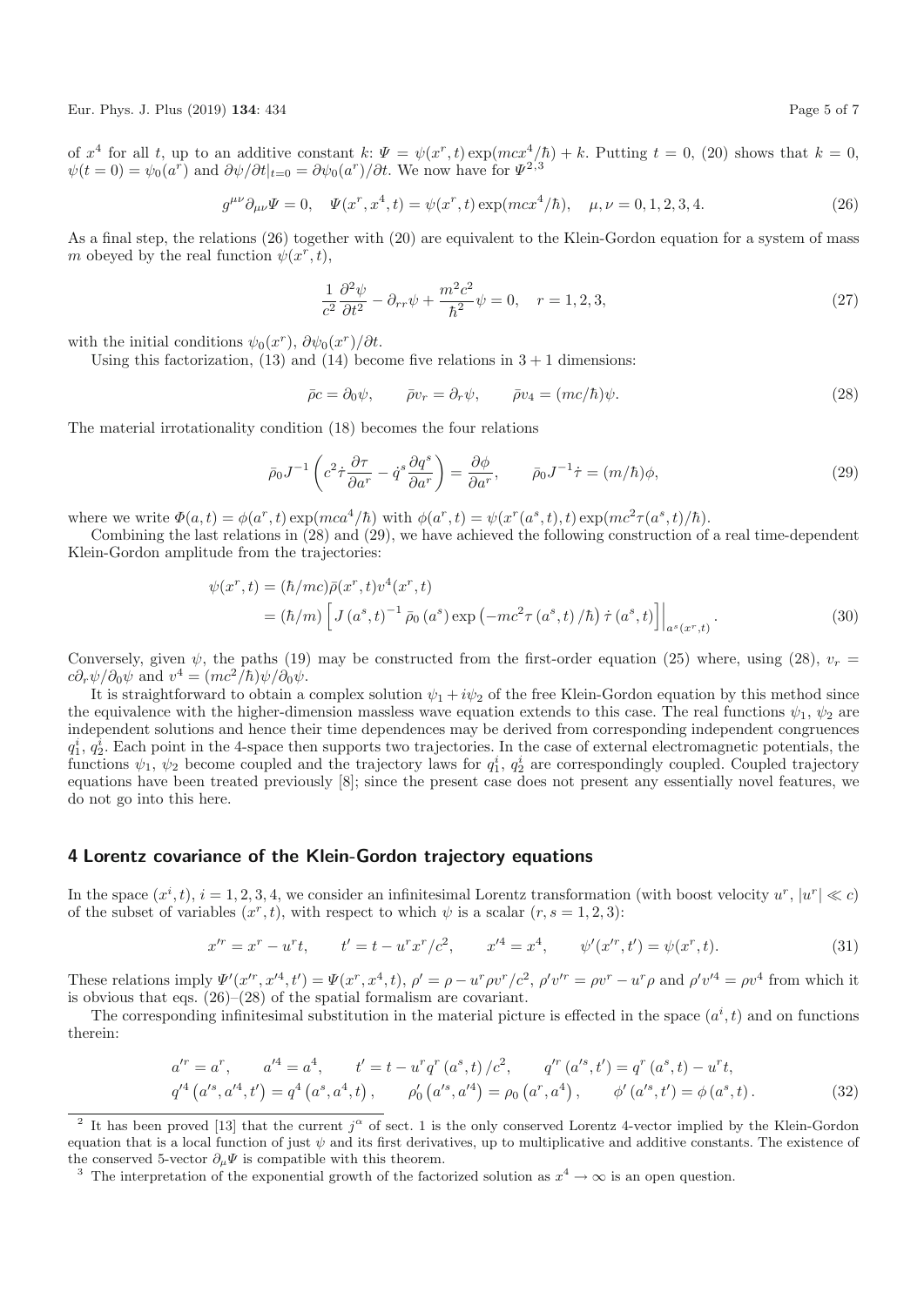of $x^4$ for all $t$, up to an additive constant $k$: $\Psi = \psi(x^r,t)\exp(mcx^4/\hbar) + k$. Putting $t=0$, (20) shows that $k=0$, $\psi(t=0) = \psi_0(a^r)$ and $\partial\psi/\partial t|_{t=0} = \partial\psi_0(a^r)/\partial t$. We now have for $\Psi$ [2,3]

$$g^{\mu\nu}\partial_{\mu\nu}\Psi = 0, \quad \Psi(x^r,x^4,t) = \psi(x^r,t)\exp(mcx^4/\hbar), \quad \mu,\nu = 0,1,2,3,4. \tag{26}$$

As a final step, the relations (26) together with (20) are equivalent to the Klein-Gordon equation for a system of mass $m$ obeyed by the real function $\psi(x^r,t)$,

$$\frac{1}{c^2}\frac{\partial^2\psi}{\partial t^2} - \partial_{rr}\psi + \frac{m^2c^2}{\hbar^2}\psi = 0, \quad r = 1,2,3, \tag{27}$$

with the initial conditions $\psi_0(x^r)$, $\partial\psi_0(x^r)/\partial t$.

Using this factorization, (13) and (14) become five relations in $3+1$ dimensions:

$$\bar{\rho}c = \partial_0\psi, \qquad \bar{\rho}v_r = \partial_r\psi, \qquad \bar{\rho}v_4 = (mc/\hbar)\psi. \tag{28}$$

The material irrotationality condition (18) becomes the four relations

$$\bar{\rho}_0 J^{-1}\left(c^2\dot{\tau}\frac{\partial\tau}{\partial a^r} - \dot{q}^s\frac{\partial q^s}{\partial a^r}\right) = \frac{\partial\phi}{\partial a^r}, \qquad \bar{\rho}_0 J^{-1}\dot{\tau} = (m/\hbar)\phi, \tag{29}$$

where we write $\Phi(a,t) = \phi(a^r,t)\exp(mca^4/\hbar)$ with $\phi(a^r,t) = \psi(x^r(a^s,t),t)\exp(mc^2\tau(a^s,t)/\hbar)$.

Combining the last relations in (28) and (29), we have achieved the following construction of a real time-dependent Klein-Gordon amplitude from the trajectories:

$$\begin{aligned}
\psi(x^r,t) &= (\hbar/mc)\bar{\rho}(x^r,t)v^4(x^r,t) \\
&= (\hbar/m)\left[J\left(a^s,t\right)^{-1}\bar{\rho}_0\left(a^s\right)\exp\left(-mc^2\tau\left(a^s,t\right)/\hbar\right)\dot{\tau}\left(a^s,t\right)\right]\Big|_{a^s(x^r,t)}.
\end{aligned} \tag{30}$$

Conversely, given $\psi$, the paths (19) may be constructed from the first-order equation (25) where, using (28), $v_r = c\partial_r\psi/\partial_0\psi$ and $v^4 = (mc^2/\hbar)\psi/\partial_0\psi$.

It is straightforward to obtain a complex solution $\psi_1 + i\psi_2$ of the free Klein-Gordon equation by this method since the equivalence with the higher-dimension massless wave equation extends to this case. The real functions $\psi_1$, $\psi_2$ are independent solutions and hence their time dependences may be derived from corresponding independent congruences $q_1^i$, $q_2^i$. Each point in the 4-space then supports two trajectories. In the case of external electromagnetic potentials, the functions $\psi_1$, $\psi_2$ become coupled and the trajectory laws for $q_1^i$, $q_2^i$ are correspondingly coupled. Coupled trajectory equations have been treated previously [8]; since the present case does not present any essentially novel features, we do not go into this here.

## 4 Lorentz covariance of the Klein-Gordon trajectory equations

In the space $(x^i,t)$, $i=1,2,3,4$, we consider an infinitesimal Lorentz transformation (with boost velocity $u^r$, $|u^r| \ll c$) of the subset of variables $(x^r,t)$, with respect to which $\psi$ is a scalar $(r,s=1,2,3)$:

$$x'^r = x^r - u^r t, \qquad t' = t - u^r x^r/c^2, \qquad x'^4 = x^4, \qquad \psi'(x'^r,t') = \psi(x^r,t). \tag{31}$$

These relations imply $\Psi'(x'^r,x'^4,t') = \Psi(x^r,x^4,t)$, $\rho' = \rho - u^r\rho v^r/c^2$, $\rho' v'^r = \rho v^r - u^r\rho$ and $\rho' v'^4 = \rho v^4$ from which it is obvious that eqs. (26)–(28) of the spatial formalism are covariant.

The corresponding infinitesimal substitution in the material picture is effected in the space $(a^i,t)$ and on functions therein:

$$\begin{aligned}
&a'^r = a^r, \qquad a'^4 = a^4, \qquad t' = t - u^r q^r\left(a^s,t\right)/c^2, \qquad q'^r\left(a'^s,t'\right) = q^r\left(a^s,t\right) - u^r t, \\
&q'^4\left(a'^s,a'^4,t'\right) = q^4\left(a^s,a^4,t\right), \qquad \rho_0'\left(a'^s,a'^4\right) = \rho_0\left(a^r,a^4\right), \qquad \phi'\left(a'^s,t'\right) = \phi\left(a^s,t\right).
\end{aligned} \tag{32}$$

---

[2] It has been proved [13] that the current $j^\alpha$ of sect. 1 is the only conserved Lorentz 4-vector implied by the Klein-Gordon equation that is a local function of just $\psi$ and its first derivatives, up to multiplicative and additive constants. The existence of the conserved 5-vector $\partial_\mu\Psi$ is compatible with this theorem.

[3] The interpretation of the exponential growth of the factorized solution as $x^4 \to \infty$ is an open question.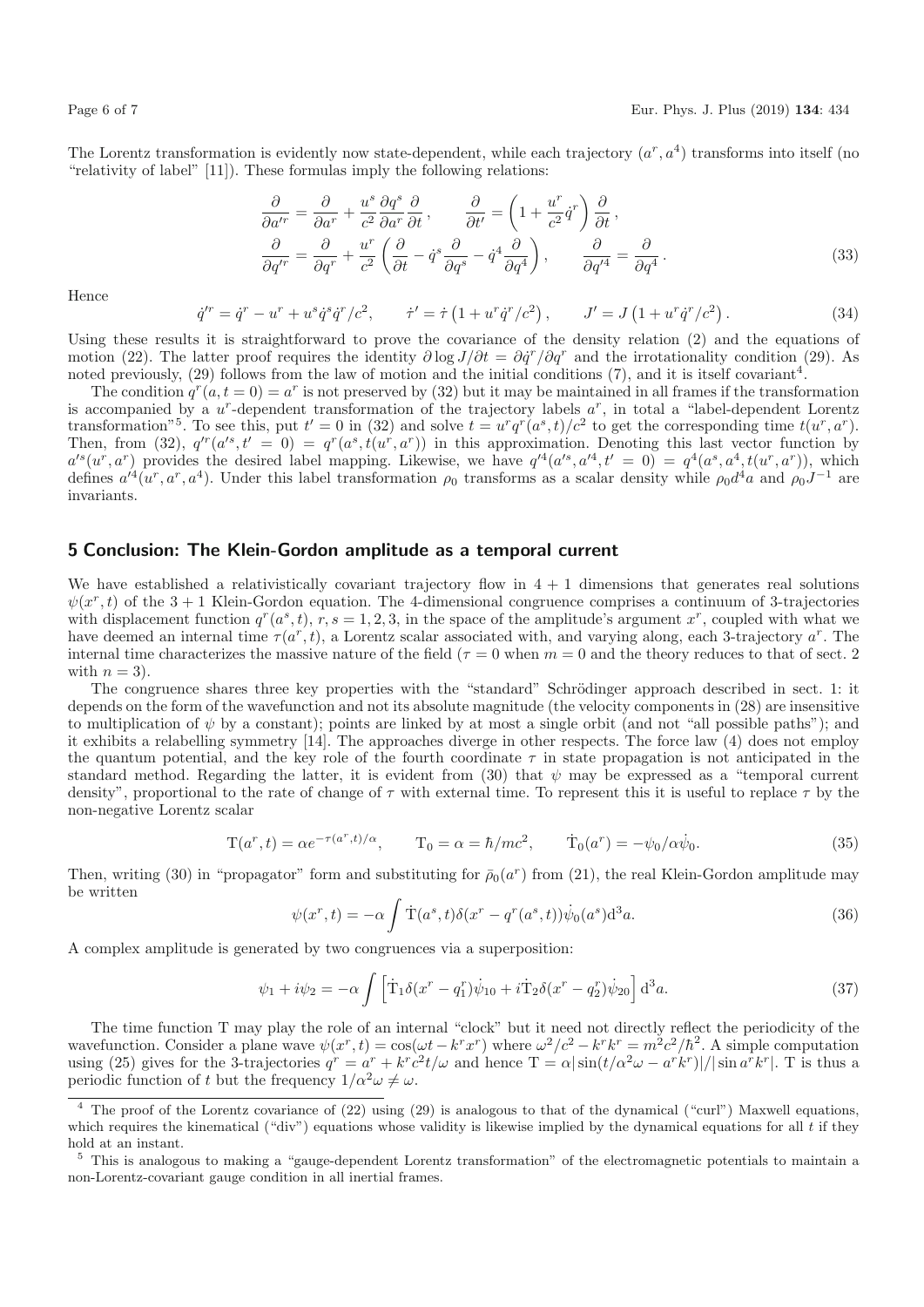The Lorentz transformation is evidently now state-dependent, while each trajectory $(a^r, a^4)$ transforms into itself (no "relativity of label" [11]). These formulas imply the following relations:

$$
\frac{\partial}{\partial a'^r} = \frac{\partial}{\partial a^r} + \frac{u^s}{c^2}\frac{\partial q^s}{\partial a^r}\frac{\partial}{\partial t}, \qquad \frac{\partial}{\partial t'} = \left(1 + \frac{u^r}{c^2}\dot{q}^r\right)\frac{\partial}{\partial t},
$$
$$
\frac{\partial}{\partial q'^r} = \frac{\partial}{\partial q^r} + \frac{u^r}{c^2}\left(\frac{\partial}{\partial t} - \dot{q}^s\frac{\partial}{\partial q^s} - \dot{q}^4\frac{\partial}{\partial q^4}\right), \qquad \frac{\partial}{\partial q'^4} = \frac{\partial}{\partial q^4}. \tag{33}
$$

Hence

$$
\dot{q}'^r = \dot{q}^r - u^r + u^s\dot{q}^s\dot{q}^r/c^2, \qquad \dot{\tau}' = \dot{\tau}\left(1 + u^r\dot{q}^r/c^2\right), \qquad J' = J\left(1 + u^r\dot{q}^r/c^2\right). \tag{34}
$$

Using these results it is straightforward to prove the covariance of the density relation (2) and the equations of motion (22). The latter proof requires the identity $\partial \log J/\partial t = \partial\dot{q}^r/\partial q^r$ and the irrotationality condition (29). As noted previously, (29) follows from the law of motion and the initial conditions (7), and it is itself covariant[4].

The condition $q^r(a, t = 0) = a^r$ is not preserved by (32) but it may be maintained in all frames if the transformation is accompanied by a $u^r$-dependent transformation of the trajectory labels $a^r$, in total a "label-dependent Lorentz transformation"[5]. To see this, put $t' = 0$ in (32) and solve $t = u^r q^r(a^s, t)/c^2$ to get the corresponding time $t(u^r, a^r)$. Then, from (32), $q'^r(a'^s, t' = 0) = q^r(a^s, t(u^r, a^r))$ in this approximation. Denoting this last vector function by $a'^s(u^r, a^r)$ provides the desired label mapping. Likewise, we have $q'^4(a'^s, a'^4, t' = 0) = q^4(a^s, a^4, t(u^r, a^r))$, which defines $a'^4(u^r, a^r, a^4)$. Under this label transformation $\rho_0$ transforms as a scalar density while $\rho_0 d^4a$ and $\rho_0 J^{-1}$ are invariants.

## 5 Conclusion: The Klein-Gordon amplitude as a temporal current

We have established a relativistically covariant trajectory flow in $4 + 1$ dimensions that generates real solutions $\psi(x^r, t)$ of the $3 + 1$ Klein-Gordon equation. The 4-dimensional congruence comprises a continuum of 3-trajectories with displacement function $q^r(a^s, t)$, $r, s = 1, 2, 3$, in the space of the amplitude's argument $x^r$, coupled with what we have deemed an internal time $\tau(a^r, t)$, a Lorentz scalar associated with, and varying along, each 3-trajectory $a^r$. The internal time characterizes the massive nature of the field ($\tau = 0$ when $m = 0$ and the theory reduces to that of sect. 2 with $n = 3$).

The congruence shares three key properties with the "standard" Schrödinger approach described in sect. 1: it depends on the form of the wavefunction and not its absolute magnitude (the velocity components in (28) are insensitive to multiplication of $\psi$ by a constant); points are linked by at most a single orbit (and not "all possible paths"); and it exhibits a relabelling symmetry [14]. The approaches diverge in other respects. The force law (4) does not employ the quantum potential, and the key role of the fourth coordinate $\tau$ in state propagation is not anticipated in the standard method. Regarding the latter, it is evident from (30) that $\psi$ may be expressed as a "temporal current density", proportional to the rate of change of $\tau$ with external time. To represent this it is useful to replace $\tau$ by the non-negative Lorentz scalar

$$
\mathrm{T}(a^r, t) = \alpha e^{-\tau(a^r,t)/\alpha}, \qquad \mathrm{T}_0 = \alpha = \hbar/mc^2, \qquad \dot{\mathrm{T}}_0(a^r) = -\psi_0/\alpha\dot{\psi}_0. \tag{35}
$$

Then, writing (30) in "propagator" form and substituting for $\bar{\rho}_0(a^r)$ from (21), the real Klein-Gordon amplitude may be written

$$
\psi(x^r, t) = -\alpha \int \dot{\mathrm{T}}(a^s, t)\delta(x^r - q^r(a^s, t))\dot{\psi}_0(a^s)\mathrm{d}^3a. \tag{36}
$$

A complex amplitude is generated by two congruences via a superposition:

$$
\psi_1 + i\psi_2 = -\alpha \int \left[\dot{\mathrm{T}}_1\delta(x^r - q_1^r)\dot{\psi}_{10} + i\dot{\mathrm{T}}_2\delta(x^r - q_2^r)\dot{\psi}_{20}\right]\mathrm{d}^3a. \tag{37}
$$

The time function T may play the role of an internal "clock" but it need not directly reflect the periodicity of the wavefunction. Consider a plane wave $\psi(x^r, t) = \cos(\omega t - k^r x^r)$ where $\omega^2/c^2 - k^r k^r = m^2c^2/\hbar^2$. A simple computation using (25) gives for the 3-trajectories $q^r = a^r + k^r c^2 t/\omega$ and hence $\mathrm{T} = \alpha|\sin(t/\alpha^2\omega - a^r k^r)|/|\sin a^r k^r|$. T is thus a periodic function of $t$ but the frequency $1/\alpha^2\omega \neq \omega$.

---

[4] The proof of the Lorentz covariance of (22) using (29) is analogous to that of the dynamical ("curl") Maxwell equations, which requires the kinematical ("div") equations whose validity is likewise implied by the dynamical equations for all $t$ if they hold at an instant.

[5] This is analogous to making a "gauge-dependent Lorentz transformation" of the electromagnetic potentials to maintain a non-Lorentz-covariant gauge condition in all inertial frames.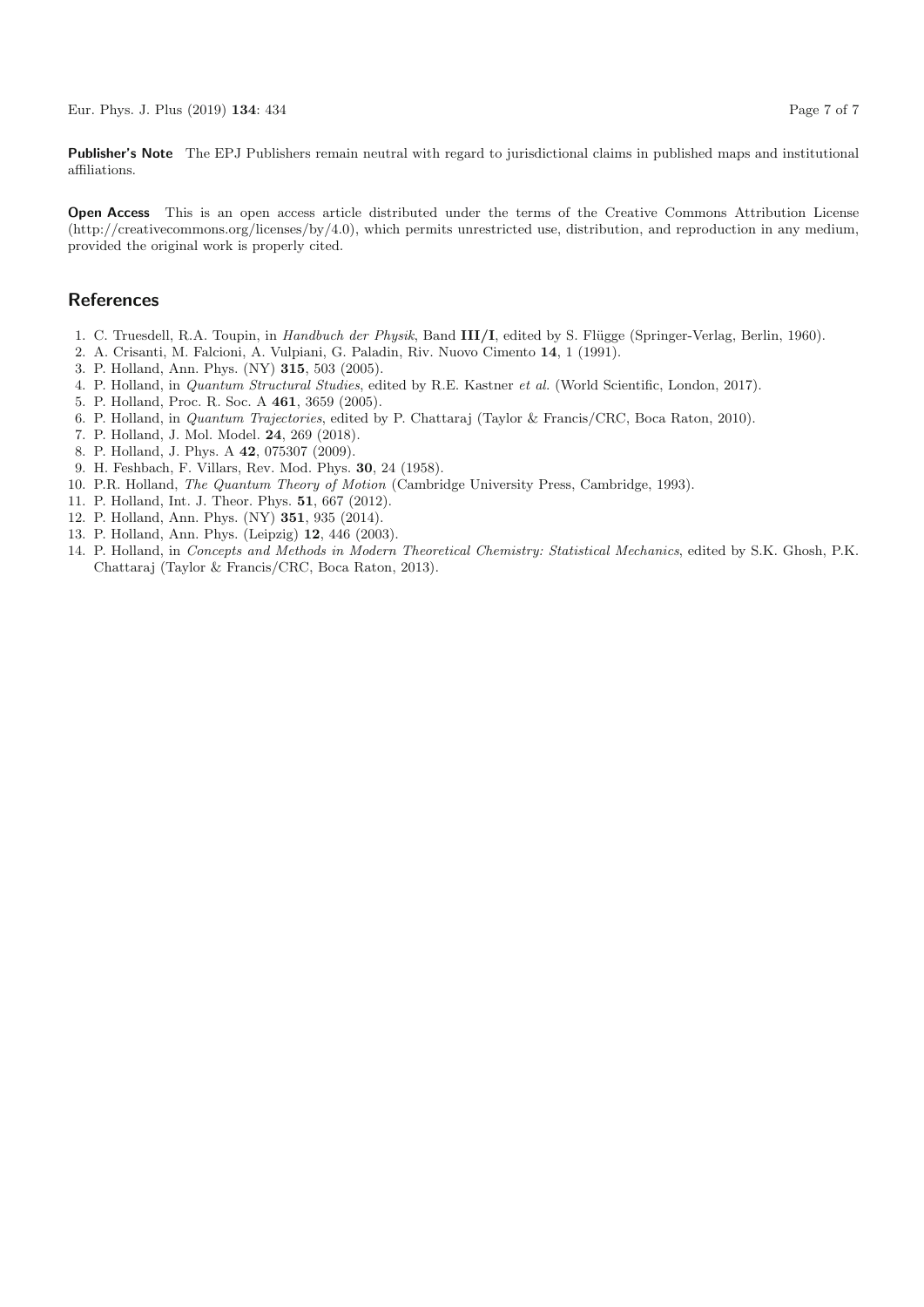**Publisher's Note** The EPJ Publishers remain neutral with regard to jurisdictional claims in published maps and institutional affiliations.

**Open Access** This is an open access article distributed under the terms of the Creative Commons Attribution License (http://creativecommons.org/licenses/by/4.0), which permits unrestricted use, distribution, and reproduction in any medium, provided the original work is properly cited.

## References

1. C. Truesdell, R.A. Toupin, in *Handbuch der Physik*, Band **III/I**, edited by S. Flügge (Springer-Verlag, Berlin, 1960).
2. A. Crisanti, M. Falcioni, A. Vulpiani, G. Paladin, Riv. Nuovo Cimento **14**, 1 (1991).
3. P. Holland, Ann. Phys. (NY) **315**, 503 (2005).
4. P. Holland, in *Quantum Structural Studies*, edited by R.E. Kastner *et al.* (World Scientific, London, 2017).
5. P. Holland, Proc. R. Soc. A **461**, 3659 (2005).
6. P. Holland, in *Quantum Trajectories*, edited by P. Chattaraj (Taylor & Francis/CRC, Boca Raton, 2010).
7. P. Holland, J. Mol. Model. **24**, 269 (2018).
8. P. Holland, J. Phys. A **42**, 075307 (2009).
9. H. Feshbach, F. Villars, Rev. Mod. Phys. **30**, 24 (1958).
10. P.R. Holland, *The Quantum Theory of Motion* (Cambridge University Press, Cambridge, 1993).
11. P. Holland, Int. J. Theor. Phys. **51**, 667 (2012).
12. P. Holland, Ann. Phys. (NY) **351**, 935 (2014).
13. P. Holland, Ann. Phys. (Leipzig) **12**, 446 (2003).
14. P. Holland, in *Concepts and Methods in Modern Theoretical Chemistry: Statistical Mechanics*, edited by S.K. Ghosh, P.K. Chattaraj (Taylor & Francis/CRC, Boca Raton, 2013).